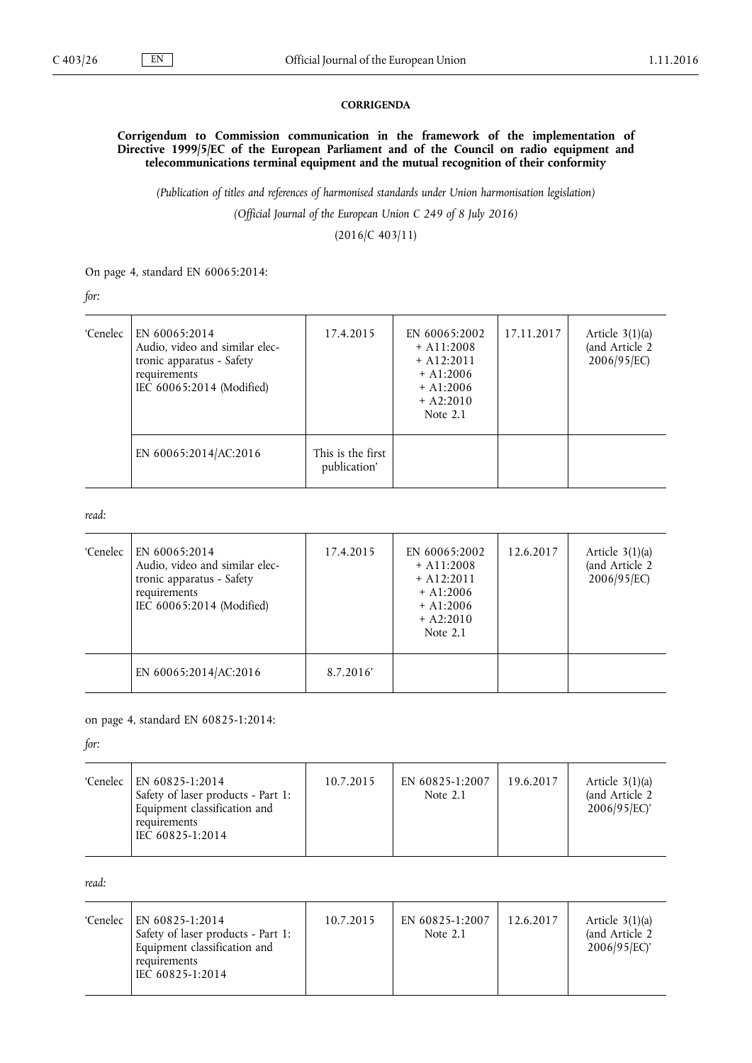**CORRIGENDA**

**Corrigendum to Commission communication in the framework of the implementation of Directive 1999/5/EC of the European Parliament and of the Council on radio equipment and telecommunications terminal equipment and the mutual recognition of their conformity**

*(Publication of titles and references of harmonised standards under Union harmonisation legislation)*

*(Official Journal of the European Union C 249 of 8 July 2016)*

(2016/C 403/11)

On page 4, standard EN 60065:2014:

*for:*

| | | | | | |
|---|---|---|---|---|---|
| 'Cenelec | EN 60065:2014<br>Audio, video and similar electronic apparatus - Safety requirements<br>IEC 60065:2014 (Modified) | 17.4.2015 | EN 60065:2002<br>+ A11:2008<br>+ A12:2011<br>+ A1:2006<br>+ A1:2006<br>+ A2:2010<br>Note 2.1 | 17.11.2017 | Article 3(1)(a) (and Article 2 2006/95/EC) |
| | EN 60065:2014/AC:2016 | This is the first publication' | | | |

*read:*

| | | | | | |
|---|---|---|---|---|---|
| 'Cenelec | EN 60065:2014<br>Audio, video and similar electronic apparatus - Safety requirements<br>IEC 60065:2014 (Modified) | 17.4.2015 | EN 60065:2002<br>+ A11:2008<br>+ A12:2011<br>+ A1:2006<br>+ A1:2006<br>+ A2:2010<br>Note 2.1 | 12.6.2017 | Article 3(1)(a) (and Article 2 2006/95/EC) |
| | EN 60065:2014/AC:2016 | 8.7.2016' | | | |

on page 4, standard EN 60825-1:2014:

*for:*

| | | | | | |
|---|---|---|---|---|---|
| 'Cenelec | EN 60825-1:2014<br>Safety of laser products - Part 1: Equipment classification and requirements<br>IEC 60825-1:2014 | 10.7.2015 | EN 60825-1:2007<br>Note 2.1 | 19.6.2017 | Article 3(1)(a) (and Article 2 2006/95/EC)' |

*read:*

| | | | | | |
|---|---|---|---|---|---|
| 'Cenelec | EN 60825-1:2014<br>Safety of laser products - Part 1: Equipment classification and requirements<br>IEC 60825-1:2014 | 10.7.2015 | EN 60825-1:2007<br>Note 2.1 | 12.6.2017 | Article 3(1)(a) (and Article 2 2006/95/EC)' |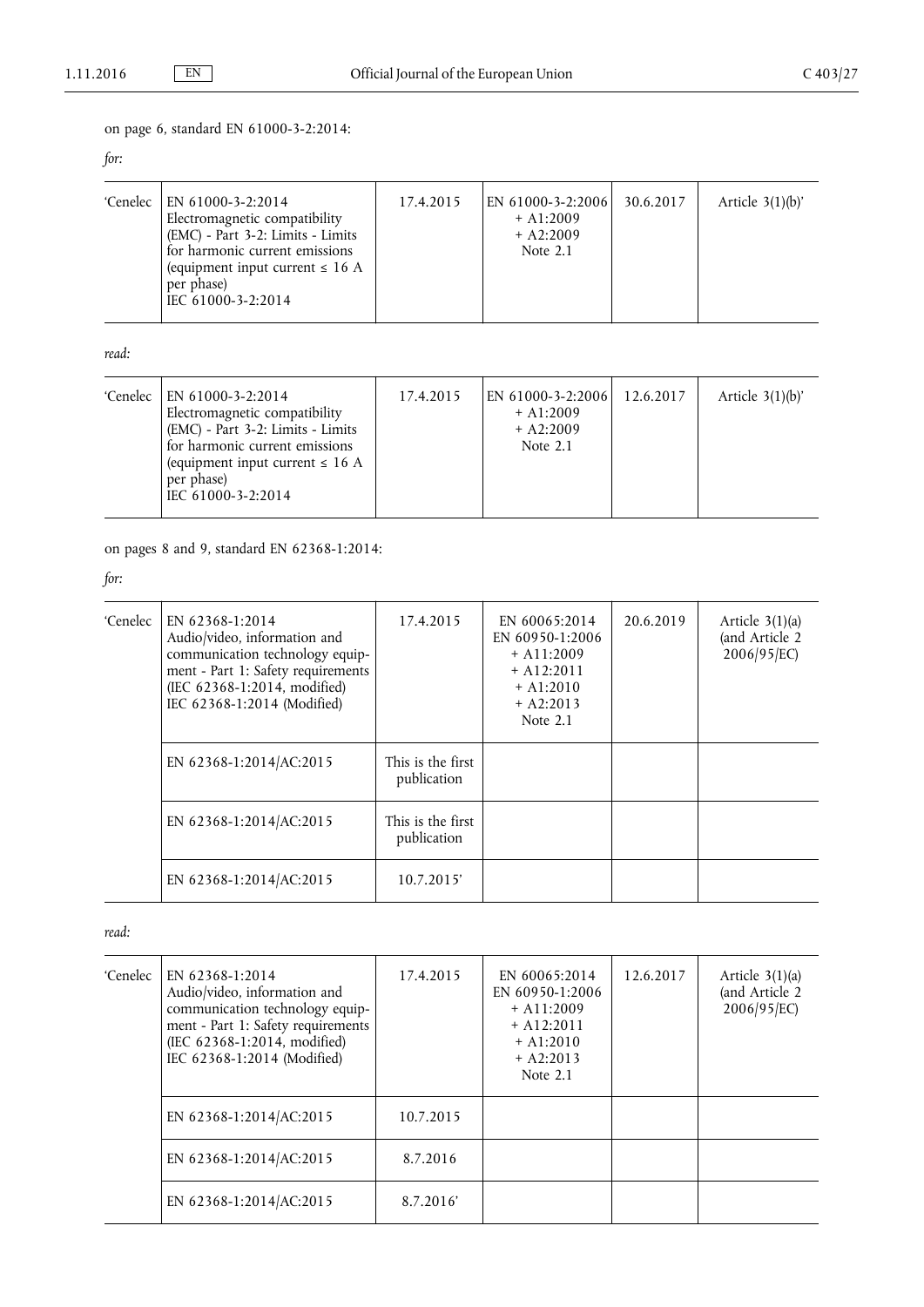on page 6, standard EN 61000-3-2:2014:

*for:*

| | | | | | |
|---|---|---|---|---|---|
| 'Cenelec | EN 61000-3-2:2014<br>Electromagnetic compatibility (EMC) - Part 3-2: Limits - Limits for harmonic current emissions (equipment input current ≤ 16 A per phase)<br>IEC 61000-3-2:2014 | 17.4.2015 | EN 61000-3-2:2006<br>+ A1:2009<br>+ A2:2009<br>Note 2.1 | 30.6.2017 | Article 3(1)(b)' |

*read:*

| | | | | | |
|---|---|---|---|---|---|
| 'Cenelec | EN 61000-3-2:2014<br>Electromagnetic compatibility (EMC) - Part 3-2: Limits - Limits for harmonic current emissions (equipment input current ≤ 16 A per phase)<br>IEC 61000-3-2:2014 | 17.4.2015 | EN 61000-3-2:2006<br>+ A1:2009<br>+ A2:2009<br>Note 2.1 | 12.6.2017 | Article 3(1)(b)' |

on pages 8 and 9, standard EN 62368-1:2014:

*for:*

| | | | | | |
|---|---|---|---|---|---|
| 'Cenelec | EN 62368-1:2014<br>Audio/video, information and communication technology equipment - Part 1: Safety requirements (IEC 62368-1:2014, modified)<br>IEC 62368-1:2014 (Modified) | 17.4.2015 | EN 60065:2014<br>EN 60950-1:2006<br>+ A11:2009<br>+ A12:2011<br>+ A1:2010<br>+ A2:2013<br>Note 2.1 | 20.6.2019 | Article 3(1)(a) (and Article 2 2006/95/EC) |
| | EN 62368-1:2014/AC:2015 | This is the first publication | | | |
| | EN 62368-1:2014/AC:2015 | This is the first publication | | | |
| | EN 62368-1:2014/AC:2015 | 10.7.2015' | | | |

*read:*

| | | | | | |
|---|---|---|---|---|---|
| 'Cenelec | EN 62368-1:2014<br>Audio/video, information and communication technology equipment - Part 1: Safety requirements (IEC 62368-1:2014, modified)<br>IEC 62368-1:2014 (Modified) | 17.4.2015 | EN 60065:2014<br>EN 60950-1:2006<br>+ A11:2009<br>+ A12:2011<br>+ A1:2010<br>+ A2:2013<br>Note 2.1 | 12.6.2017 | Article 3(1)(a) (and Article 2 2006/95/EC) |
| | EN 62368-1:2014/AC:2015 | 10.7.2015 | | | |
| | EN 62368-1:2014/AC:2015 | 8.7.2016 | | | |
| | EN 62368-1:2014/AC:2015 | 8.7.2016' | | | |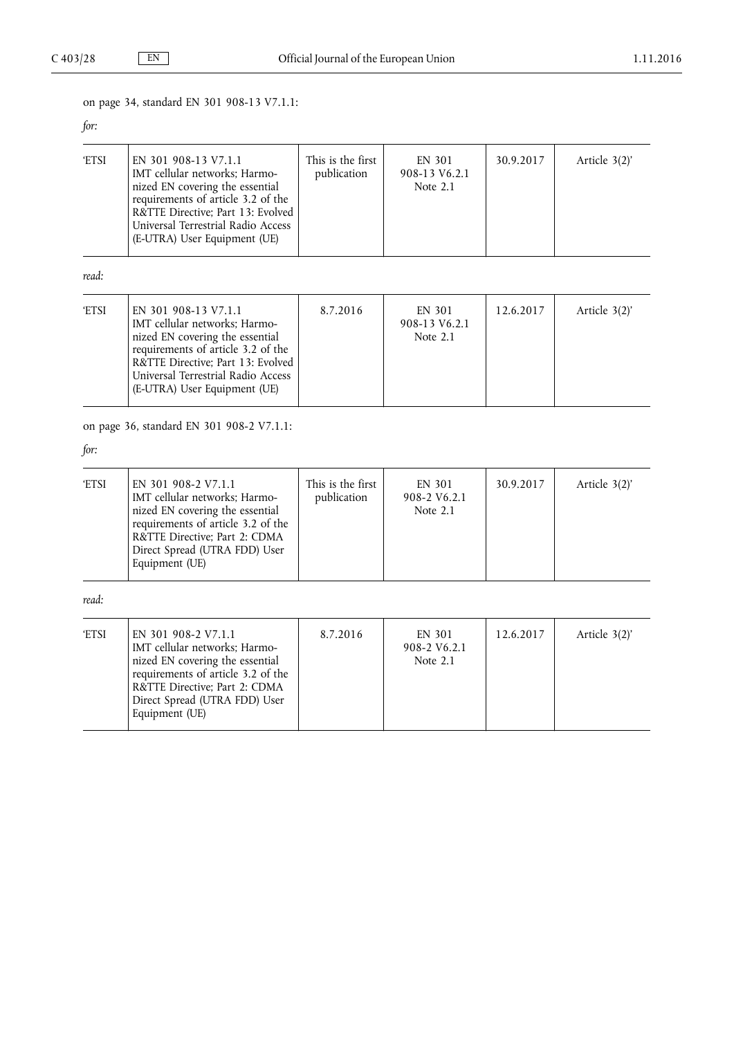on page 34, standard EN 301 908-13 V7.1.1:

*for:*

| | | | | | |
|---|---|---|---|---|---|
| 'ETSI | EN 301 908-13 V7.1.1<br>IMT cellular networks; Harmonized EN covering the essential requirements of article 3.2 of the R&TTE Directive; Part 13: Evolved Universal Terrestrial Radio Access (E-UTRA) User Equipment (UE) | This is the first publication | EN 301 908-13 V6.2.1<br>Note 2.1 | 30.9.2017 | Article 3(2)' |

*read:*

| | | | | | |
|---|---|---|---|---|---|
| 'ETSI | EN 301 908-13 V7.1.1<br>IMT cellular networks; Harmonized EN covering the essential requirements of article 3.2 of the R&TTE Directive; Part 13: Evolved Universal Terrestrial Radio Access (E-UTRA) User Equipment (UE) | 8.7.2016 | EN 301 908-13 V6.2.1<br>Note 2.1 | 12.6.2017 | Article 3(2)' |

on page 36, standard EN 301 908-2 V7.1.1:

*for:*

| | | | | | |
|---|---|---|---|---|---|
| 'ETSI | EN 301 908-2 V7.1.1<br>IMT cellular networks; Harmonized EN covering the essential requirements of article 3.2 of the R&TTE Directive; Part 2: CDMA Direct Spread (UTRA FDD) User Equipment (UE) | This is the first publication | EN 301 908-2 V6.2.1<br>Note 2.1 | 30.9.2017 | Article 3(2)' |

*read:*

| | | | | | |
|---|---|---|---|---|---|
| 'ETSI | EN 301 908-2 V7.1.1<br>IMT cellular networks; Harmonized EN covering the essential requirements of article 3.2 of the R&TTE Directive; Part 2: CDMA Direct Spread (UTRA FDD) User Equipment (UE) | 8.7.2016 | EN 301 908-2 V6.2.1<br>Note 2.1 | 12.6.2017 | Article 3(2)' |